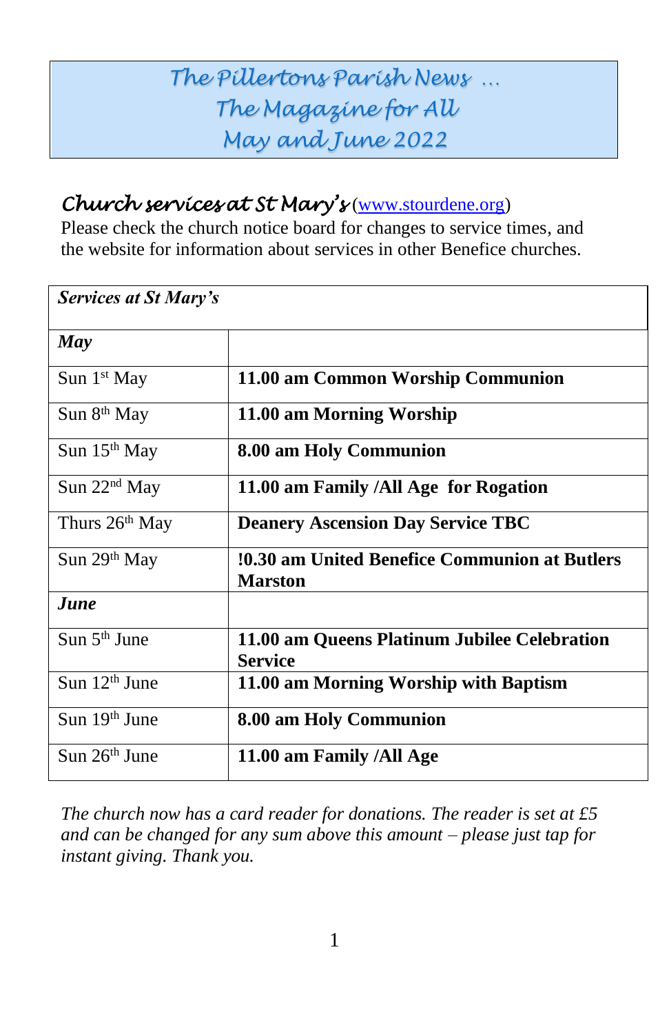# The Pillertons Parish News …
# The Magazine for All
# May and June 2022

## *Church services at St Mary's* ([www.stourdene.org](http://www.stourdene.org))

Please check the church notice board for changes to service times, and the website for information about services in other Benefice churches.

| ***Services at St Mary's*** | |
|---|---|
| ***May*** | |
| Sun 1st May | **11.00 am Common Worship Communion** |
| Sun 8th May | **11.00 am Morning Worship** |
| Sun 15th May | **8.00 am Holy Communion** |
| Sun 22nd May | **11.00 am Family /All Age for Rogation** |
| Thurs 26th May | **Deanery Ascension Day Service TBC** |
| Sun 29th May | **!0.30 am United Benefice Communion at Butlers Marston** |
| ***June*** | |
| Sun 5th June | **11.00 am Queens Platinum Jubilee Celebration Service** |
| Sun 12th June | **11.00 am Morning Worship with Baptism** |
| Sun 19th June | **8.00 am Holy Communion** |
| Sun 26th June | **11.00 am Family /All Age** |

*The church now has a card reader for donations. The reader is set at £5 and can be changed for any sum above this amount – please just tap for instant giving. Thank you.*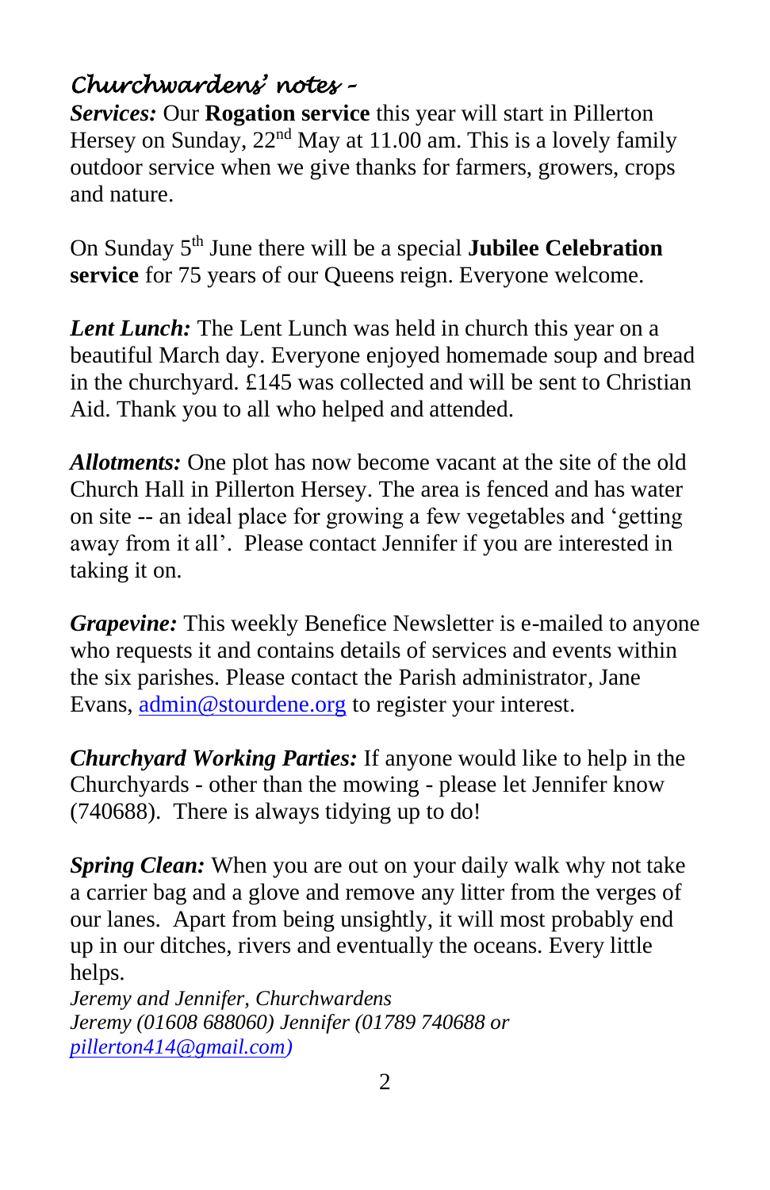## *Churchwardens' notes –*

***Services:*** Our **Rogation service** this year will start in Pillerton Hersey on Sunday, 22nd May at 11.00 am. This is a lovely family outdoor service when we give thanks for farmers, growers, crops and nature.

On Sunday 5th June there will be a special **Jubilee Celebration service** for 75 years of our Queens reign. Everyone welcome.

***Lent Lunch:*** The Lent Lunch was held in church this year on a beautiful March day. Everyone enjoyed homemade soup and bread in the churchyard. £145 was collected and will be sent to Christian Aid. Thank you to all who helped and attended.

***Allotments:*** One plot has now become vacant at the site of the old Church Hall in Pillerton Hersey. The area is fenced and has water on site -- an ideal place for growing a few vegetables and 'getting away from it all'. Please contact Jennifer if you are interested in taking it on.

***Grapevine:*** This weekly Benefice Newsletter is e-mailed to anyone who requests it and contains details of services and events within the six parishes. Please contact the Parish administrator, Jane Evans, admin@stourdene.org to register your interest.

***Churchyard Working Parties:*** If anyone would like to help in the Churchyards - other than the mowing - please let Jennifer know (740688). There is always tidying up to do!

***Spring Clean:*** When you are out on your daily walk why not take a carrier bag and a glove and remove any litter from the verges of our lanes. Apart from being unsightly, it will most probably end up in our ditches, rivers and eventually the oceans. Every little helps.

*Jeremy and Jennifer, Churchwardens*
*Jeremy (01608 688060) Jennifer (01789 740688 or pillerton414@gmail.com)*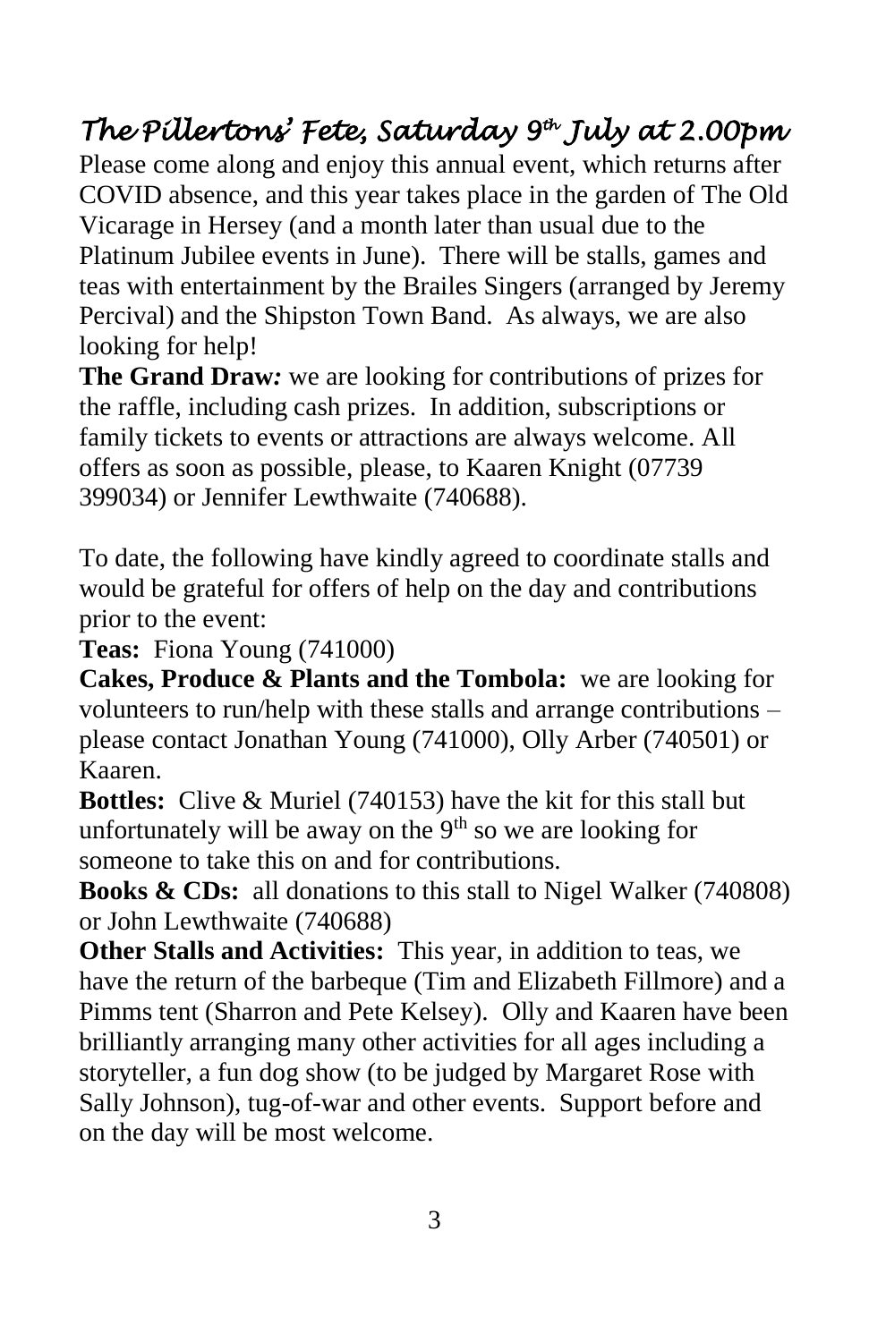## *The Pillertons' Fete, Saturday 9th July at 2.00pm*

Please come along and enjoy this annual event, which returns after COVID absence, and this year takes place in the garden of The Old Vicarage in Hersey (and a month later than usual due to the Platinum Jubilee events in June). There will be stalls, games and teas with entertainment by the Brailes Singers (arranged by Jeremy Percival) and the Shipston Town Band. As always, we are also looking for help!

**The Grand Draw***:* we are looking for contributions of prizes for the raffle, including cash prizes. In addition, subscriptions or family tickets to events or attractions are always welcome. All offers as soon as possible, please, to Kaaren Knight (07739 399034) or Jennifer Lewthwaite (740688).

To date, the following have kindly agreed to coordinate stalls and would be grateful for offers of help on the day and contributions prior to the event:

**Teas:** Fiona Young (741000)

**Cakes, Produce & Plants and the Tombola:** we are looking for volunteers to run/help with these stalls and arrange contributions – please contact Jonathan Young (741000), Olly Arber (740501) or Kaaren.

**Bottles:** Clive & Muriel (740153) have the kit for this stall but unfortunately will be away on the 9th so we are looking for someone to take this on and for contributions.

**Books & CDs:** all donations to this stall to Nigel Walker (740808) or John Lewthwaite (740688)

**Other Stalls and Activities:** This year, in addition to teas, we have the return of the barbeque (Tim and Elizabeth Fillmore) and a Pimms tent (Sharron and Pete Kelsey). Olly and Kaaren have been brilliantly arranging many other activities for all ages including a storyteller, a fun dog show (to be judged by Margaret Rose with Sally Johnson), tug-of-war and other events. Support before and on the day will be most welcome.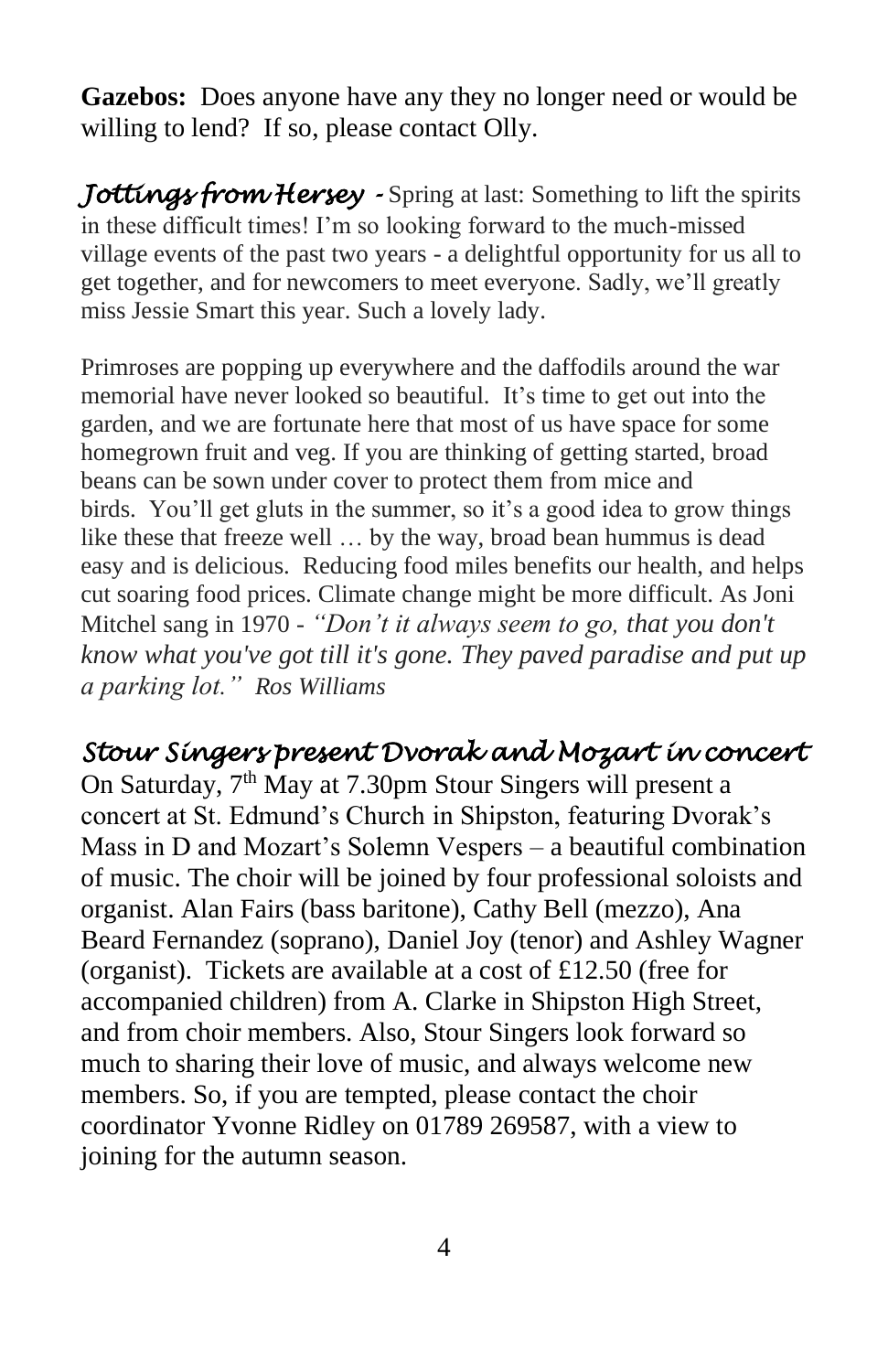**Gazebos:** Does anyone have any they no longer need or would be willing to lend? If so, please contact Olly.

***Jottings from Hersey -*** Spring at last: Something to lift the spirits in these difficult times! I'm so looking forward to the much-missed village events of the past two years - a delightful opportunity for us all to get together, and for newcomers to meet everyone. Sadly, we'll greatly miss Jessie Smart this year. Such a lovely lady.

Primroses are popping up everywhere and the daffodils around the war memorial have never looked so beautiful. It's time to get out into the garden, and we are fortunate here that most of us have space for some homegrown fruit and veg. If you are thinking of getting started, broad beans can be sown under cover to protect them from mice and birds. You'll get gluts in the summer, so it's a good idea to grow things like these that freeze well … by the way, broad bean hummus is dead easy and is delicious. Reducing food miles benefits our health, and helps cut soaring food prices. Climate change might be more difficult. As Joni Mitchel sang in 1970 - *"Don't it always seem to go, that you don't know what you've got till it's gone. They paved paradise and put up a parking lot." Ros Williams*

## *Stour Singers present Dvorak and Mozart in concert*

On Saturday, 7th May at 7.30pm Stour Singers will present a concert at St. Edmund's Church in Shipston, featuring Dvorak's Mass in D and Mozart's Solemn Vespers – a beautiful combination of music. The choir will be joined by four professional soloists and organist. Alan Fairs (bass baritone), Cathy Bell (mezzo), Ana Beard Fernandez (soprano), Daniel Joy (tenor) and Ashley Wagner (organist). Tickets are available at a cost of £12.50 (free for accompanied children) from A. Clarke in Shipston High Street, and from choir members. Also, Stour Singers look forward so much to sharing their love of music, and always welcome new members. So, if you are tempted, please contact the choir coordinator Yvonne Ridley on 01789 269587, with a view to joining for the autumn season.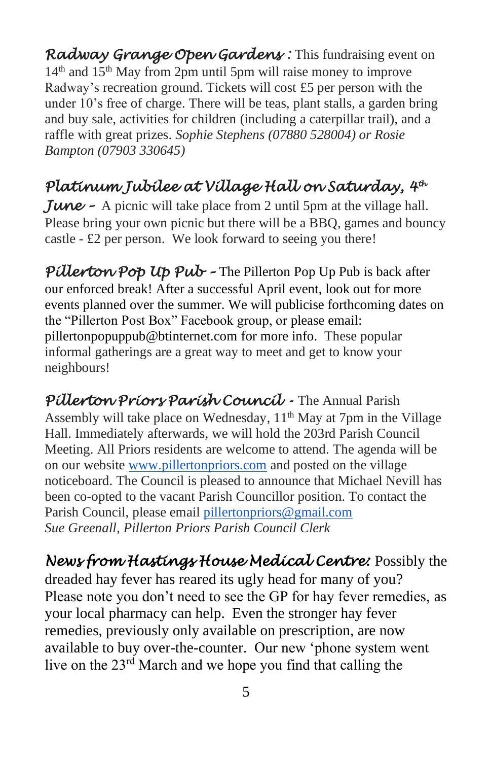***Radway Grange Open Gardens*** : This fundraising event on 14th and 15th May from 2pm until 5pm will raise money to improve Radway's recreation ground. Tickets will cost £5 per person with the under 10's free of charge. There will be teas, plant stalls, a garden bring and buy sale, activities for children (including a caterpillar trail), and a raffle with great prizes. *Sophie Stephens (07880 528004) or Rosie Bampton (07903 330645)*

***Platinum Jubilee at Village Hall on Saturday, 4th June –*** A picnic will take place from 2 until 5pm at the village hall. Please bring your own picnic but there will be a BBQ, games and bouncy castle - £2 per person. We look forward to seeing you there!

***Pillerton Pop Up Pub –*** The Pillerton Pop Up Pub is back after our enforced break! After a successful April event, look out for more events planned over the summer. We will publicise forthcoming dates on the "Pillerton Post Box" Facebook group, or please email: pillertonpopuppub@btinternet.com for more info. These popular informal gatherings are a great way to meet and get to know your neighbours!

***Pillerton Priors Parish Council*** - The Annual Parish Assembly will take place on Wednesday, 11th May at 7pm in the Village Hall. Immediately afterwards, we will hold the 203rd Parish Council Meeting. All Priors residents are welcome to attend. The agenda will be on our website [www.pillertonpriors.com](http://www.pillertonpriors.com) and posted on the village noticeboard. The Council is pleased to announce that Michael Nevill has been co-opted to the vacant Parish Councillor position. To contact the Parish Council, please email [pillertonpriors@gmail.com](mailto:pillertonpriors@gmail.com)
*Sue Greenall, Pillerton Priors Parish Council Clerk*

***News from Hastings House Medical Centre:*** Possibly the dreaded hay fever has reared its ugly head for many of you? Please note you don't need to see the GP for hay fever remedies, as your local pharmacy can help. Even the stronger hay fever remedies, previously only available on prescription, are now available to buy over-the-counter. Our new 'phone system went live on the 23rd March and we hope you find that calling the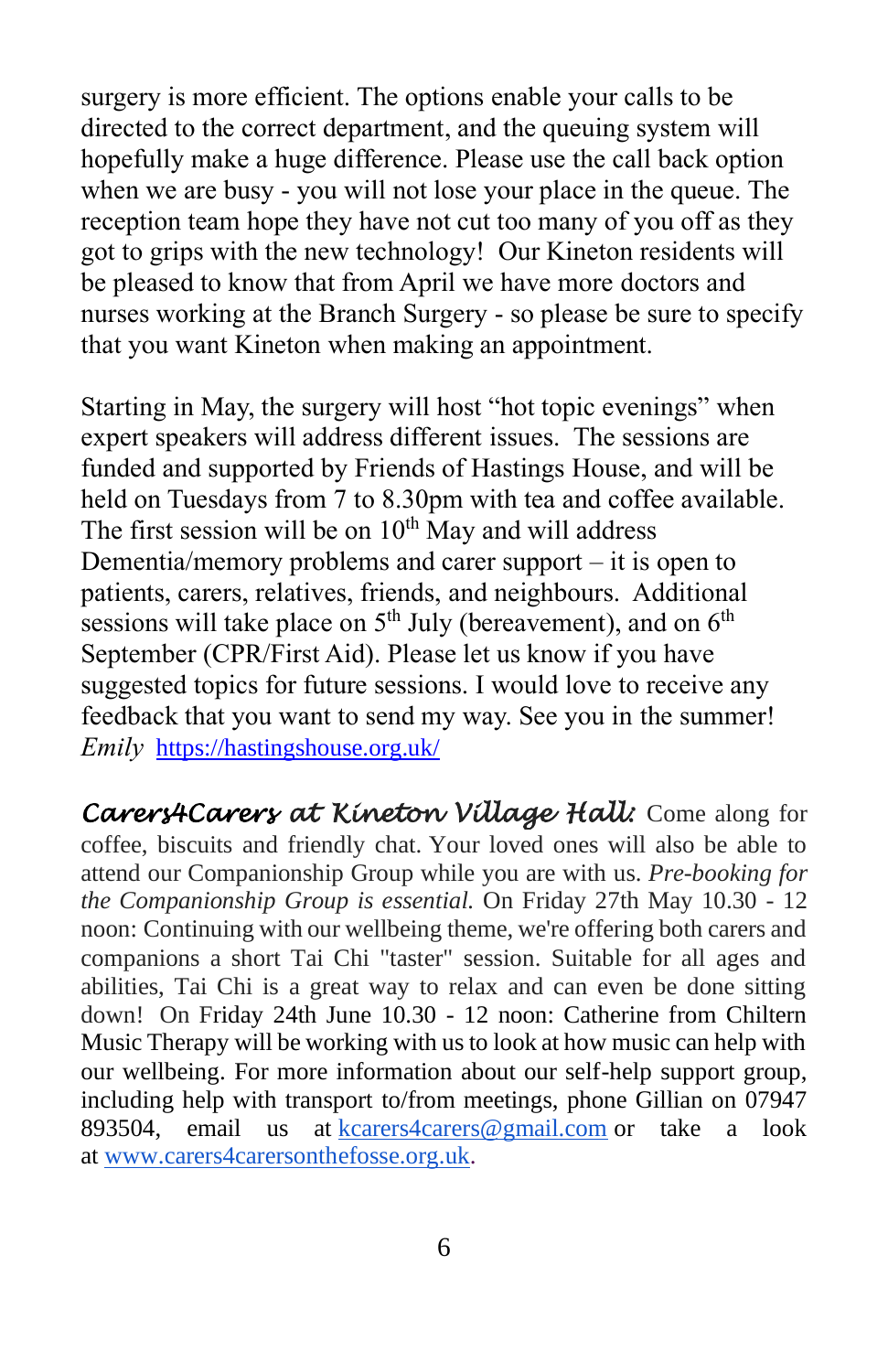surgery is more efficient. The options enable your calls to be directed to the correct department, and the queuing system will hopefully make a huge difference. Please use the call back option when we are busy - you will not lose your place in the queue. The reception team hope they have not cut too many of you off as they got to grips with the new technology! Our Kineton residents will be pleased to know that from April we have more doctors and nurses working at the Branch Surgery - so please be sure to specify that you want Kineton when making an appointment.

Starting in May, the surgery will host "hot topic evenings" when expert speakers will address different issues. The sessions are funded and supported by Friends of Hastings House, and will be held on Tuesdays from 7 to 8.30pm with tea and coffee available. The first session will be on 10th May and will address Dementia/memory problems and carer support – it is open to patients, carers, relatives, friends, and neighbours. Additional sessions will take place on 5th July (bereavement), and on 6th September (CPR/First Aid). Please let us know if you have suggested topics for future sessions. I would love to receive any feedback that you want to send my way. See you in the summer!
*Emily* https://hastingshouse.org.uk/

**Carers4Carers at Kineton Village Hall:** Come along for coffee, biscuits and friendly chat. Your loved ones will also be able to attend our Companionship Group while you are with us. *Pre-booking for the Companionship Group is essential.* On Friday 27th May 10.30 - 12 noon: Continuing with our wellbeing theme, we're offering both carers and companions a short Tai Chi "taster" session. Suitable for all ages and abilities, Tai Chi is a great way to relax and can even be done sitting down! On Friday 24th June 10.30 - 12 noon: Catherine from Chiltern Music Therapy will be working with us to look at how music can help with our wellbeing. For more information about our self-help support group, including help with transport to/from meetings, phone Gillian on 07947 893504, email us at kcarers4carers@gmail.com or take a look at www.carers4carersonthefosse.org.uk.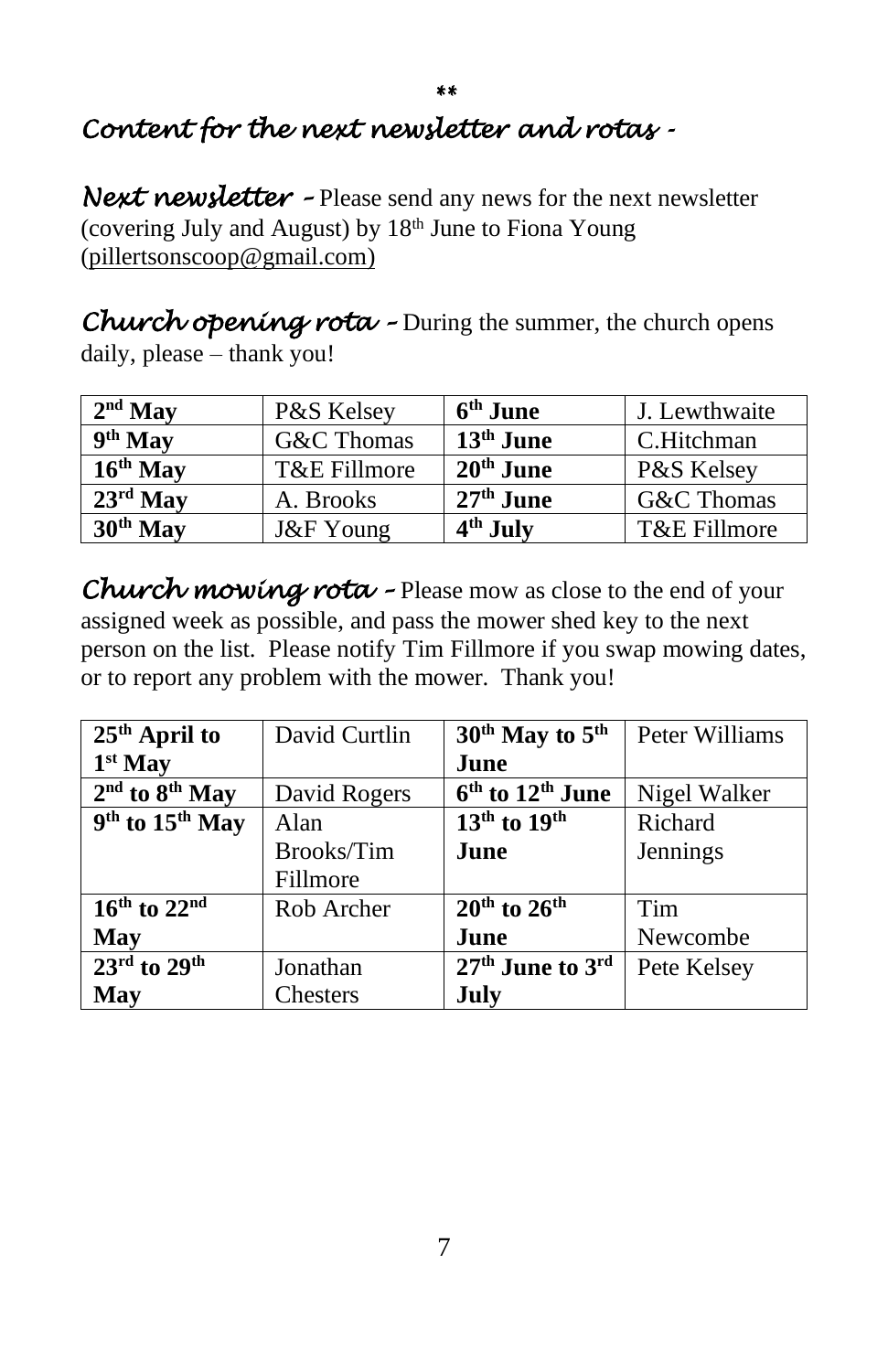\*\*

## *Content for the next newsletter and rotas -*

***Next newsletter*** – Please send any news for the next newsletter (covering July and August) by 18th June to Fiona Young (pillertsonscoop@gmail.com)

***Church opening rota*** – During the summer, the church opens daily, please – thank you!

| **2nd May** | P&S Kelsey | **6th June** | J. Lewthwaite |
|---|---|---|---|
| **9th May** | G&C Thomas | **13th June** | C.Hitchman |
| **16th May** | T&E Fillmore | **20th June** | P&S Kelsey |
| **23rd May** | A. Brooks | **27th June** | G&C Thomas |
| **30th May** | J&F Young | **4th July** | T&E Fillmore |

***Church mowing rota*** – Please mow as close to the end of your assigned week as possible, and pass the mower shed key to the next person on the list. Please notify Tim Fillmore if you swap mowing dates, or to report any problem with the mower. Thank you!

| **25th April to 1st May** | David Curtlin | **30th May to 5th June** | Peter Williams |
|---|---|---|---|
| **2nd to 8th May** | David Rogers | **6th to 12th June** | Nigel Walker |
| **9th to 15th May** | Alan Brooks/Tim Fillmore | **13th to 19th June** | Richard Jennings |
| **16th to 22nd May** | Rob Archer | **20th to 26th June** | Tim Newcombe |
| **23rd to 29th May** | Jonathan Chesters | **27th June to 3rd July** | Pete Kelsey |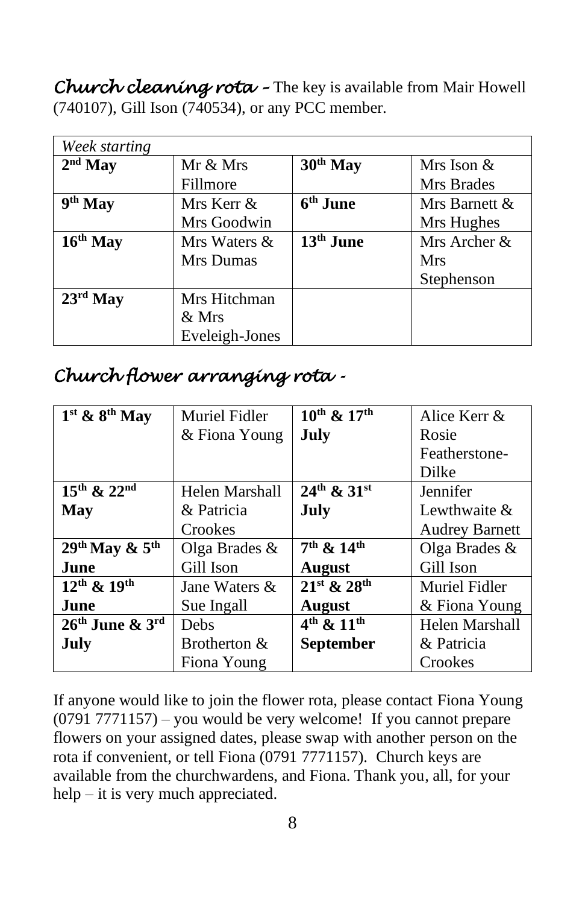***Church cleaning rota –*** The key is available from Mair Howell (740107), Gill Ison (740534), or any PCC member.

| *Week starting* | | | |
|---|---|---|---|
| **2nd May** | Mr & Mrs Fillmore | **30th May** | Mrs Ison & Mrs Brades |
| **9th May** | Mrs Kerr & Mrs Goodwin | **6th June** | Mrs Barnett & Mrs Hughes |
| **16th May** | Mrs Waters & Mrs Dumas | **13th June** | Mrs Archer & Mrs Stephenson |
| **23rd May** | Mrs Hitchman & Mrs Eveleigh-Jones | | |

## *Church flower arranging rota -*

| | | | |
|---|---|---|---|
| **1st & 8th May** | Muriel Fidler & Fiona Young | **10th & 17th July** | Alice Kerr & Rosie Featherstone-Dilke |
| **15th & 22nd May** | Helen Marshall & Patricia Crookes | **24th & 31st July** | Jennifer Lewthwaite & Audrey Barnett |
| **29th May & 5th June** | Olga Brades & Gill Ison | **7th & 14th August** | Olga Brades & Gill Ison |
| **12th & 19th June** | Jane Waters & Sue Ingall | **21st & 28th August** | Muriel Fidler & Fiona Young |
| **26th June & 3rd July** | Debs Brotherton & Fiona Young | **4th & 11th September** | Helen Marshall & Patricia Crookes |

If anyone would like to join the flower rota, please contact Fiona Young (0791 7771157) – you would be very welcome! If you cannot prepare flowers on your assigned dates, please swap with another person on the rota if convenient, or tell Fiona (0791 7771157). Church keys are available from the churchwardens, and Fiona. Thank you, all, for your help – it is very much appreciated.